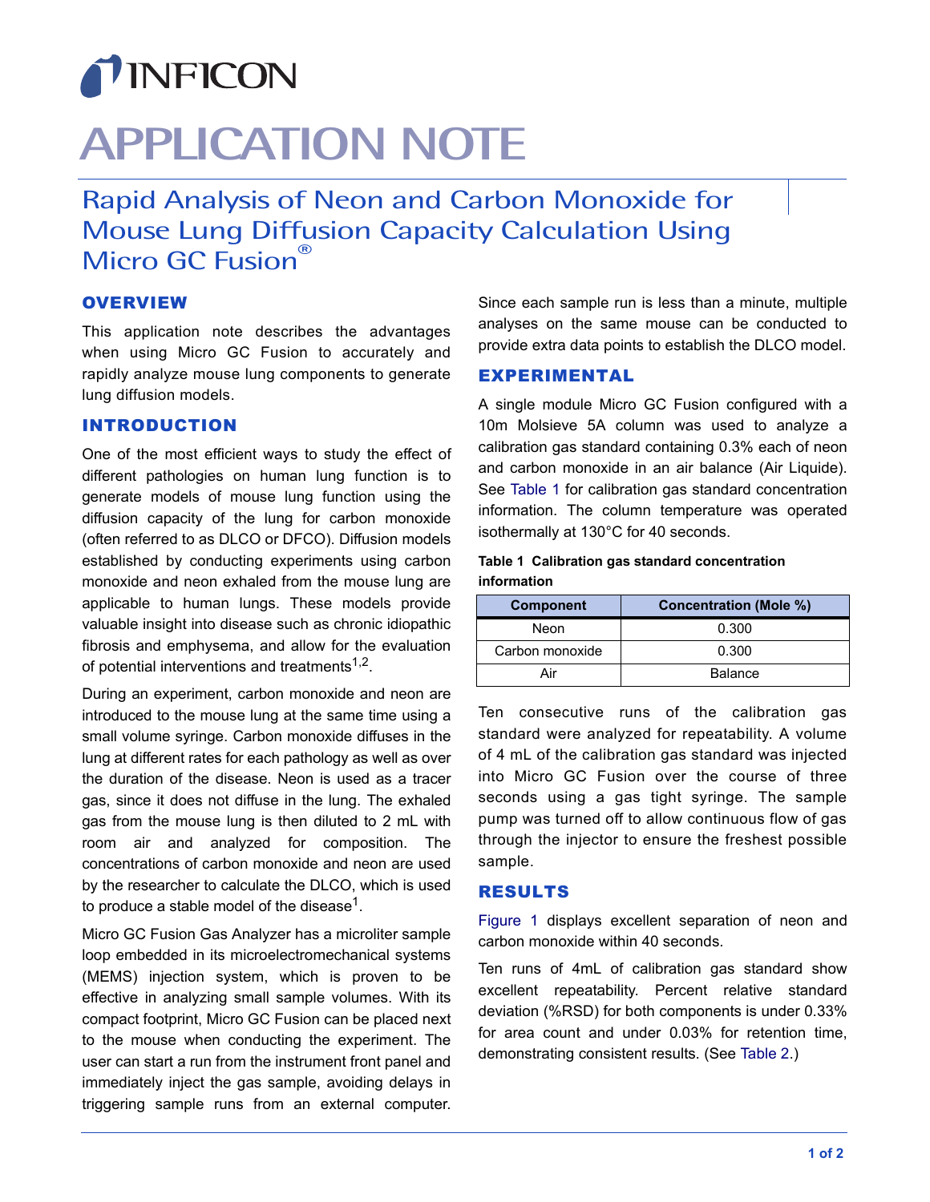# APPLICATION NOTE

## Rapid Analysis of Neon and Carbon Monoxide for Mouse Lung Diffusion Capacity Calculation Using Micro GC Fusion®

### OVERVIEW

This application note describes the advantages when using Micro GC Fusion to accurately and rapidly analyze mouse lung components to generate lung diffusion models.

### INTRODUCTION

One of the most efficient ways to study the effect of different pathologies on human lung function is to generate models of mouse lung function using the diffusion capacity of the lung for carbon monoxide (often referred to as DLCO or DFCO). Diffusion models established by conducting experiments using carbon monoxide and neon exhaled from the mouse lung are applicable to human lungs. These models provide valuable insight into disease such as chronic idiopathic fibrosis and emphysema, and allow for the evaluation of potential interventions and treatments[1,2].

During an experiment, carbon monoxide and neon are introduced to the mouse lung at the same time using a small volume syringe. Carbon monoxide diffuses in the lung at different rates for each pathology as well as over the duration of the disease. Neon is used as a tracer gas, since it does not diffuse in the lung. The exhaled gas from the mouse lung is then diluted to 2 mL with room air and analyzed for composition. The concentrations of carbon monoxide and neon are used by the researcher to calculate the DLCO, which is used to produce a stable model of the disease[1].

Micro GC Fusion Gas Analyzer has a microliter sample loop embedded in its microelectromechanical systems (MEMS) injection system, which is proven to be effective in analyzing small sample volumes. With its compact footprint, Micro GC Fusion can be placed next to the mouse when conducting the experiment. The user can start a run from the instrument front panel and immediately inject the gas sample, avoiding delays in triggering sample runs from an external computer. Since each sample run is less than a minute, multiple analyses on the same mouse can be conducted to provide extra data points to establish the DLCO model.

### EXPERIMENTAL

A single module Micro GC Fusion configured with a 10m Molsieve 5A column was used to analyze a calibration gas standard containing 0.3% each of neon and carbon monoxide in an air balance (Air Liquide). See Table 1 for calibration gas standard concentration information. The column temperature was operated isothermally at 130°C for 40 seconds.

**Table 1 Calibration gas standard concentration information**

| Component | Concentration (Mole %) |
|---|---|
| Neon | 0.300 |
| Carbon monoxide | 0.300 |
| Air | Balance |

Ten consecutive runs of the calibration gas standard were analyzed for repeatability. A volume of 4 mL of the calibration gas standard was injected into Micro GC Fusion over the course of three seconds using a gas tight syringe. The sample pump was turned off to allow continuous flow of gas through the injector to ensure the freshest possible sample.

### RESULTS

Figure 1 displays excellent separation of neon and carbon monoxide within 40 seconds.

Ten runs of 4mL of calibration gas standard show excellent repeatability. Percent relative standard deviation (%RSD) for both components is under 0.33% for area count and under 0.03% for retention time, demonstrating consistent results. (See Table 2.)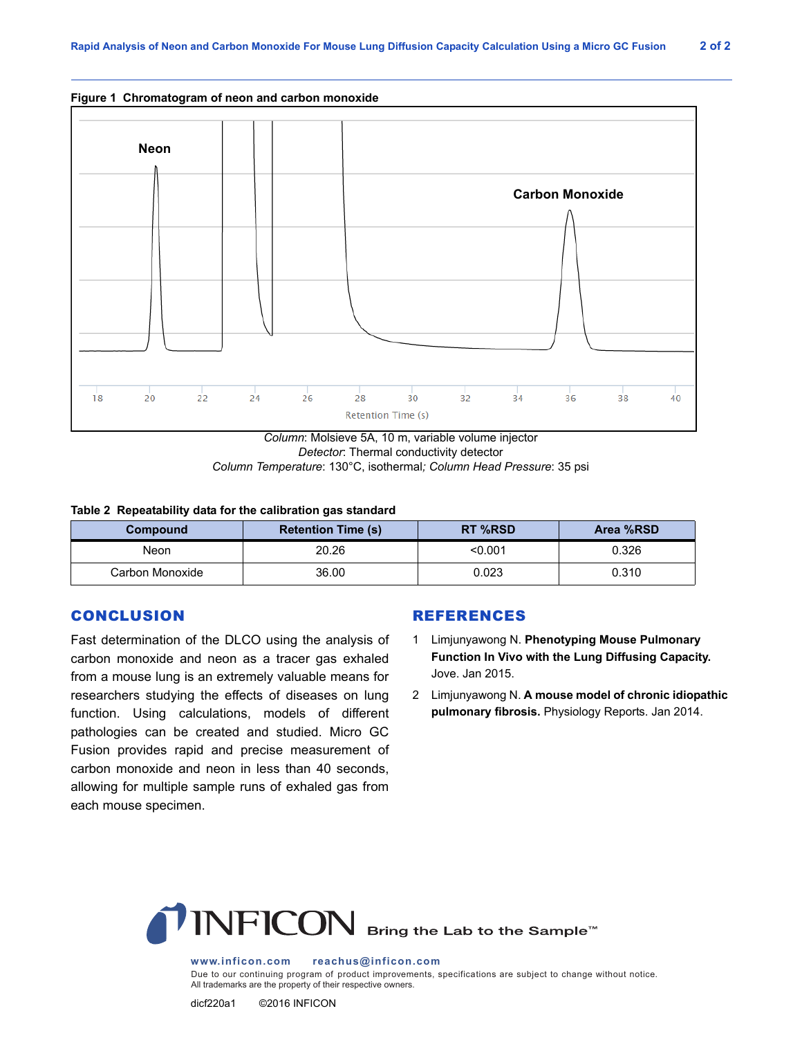**Figure 1 Chromatogram of neon and carbon monoxide**

Neon

Carbon Monoxide

18 20 22 24 26 28 30 32 34 36 38 40

Retention Time (s)

*Column*: Molsieve 5A, 10 m, variable volume injector
*Detector*: Thermal conductivity detector
*Column Temperature*: 130°C, isothermal; *Column Head Pressure*: 35 psi

**Table 2 Repeatability data for the calibration gas standard**

| Compound | Retention Time (s) | RT %RSD | Area %RSD |
|---|---|---|---|
| Neon | 20.26 | <0.001 | 0.326 |
| Carbon Monoxide | 36.00 | 0.023 | 0.310 |

## CONCLUSION

Fast determination of the DLCO using the analysis of carbon monoxide and neon as a tracer gas exhaled from a mouse lung is an extremely valuable means for researchers studying the effects of diseases on lung function. Using calculations, models of different pathologies can be created and studied. Micro GC Fusion provides rapid and precise measurement of carbon monoxide and neon in less than 40 seconds, allowing for multiple sample runs of exhaled gas from each mouse specimen.

## REFERENCES

1. Limjunyawong N. **Phenotyping Mouse Pulmonary Function In Vivo with the Lung Diffusing Capacity.** Jove. Jan 2015.
2. Limjunyawong N. **A mouse model of chronic idiopathic pulmonary fibrosis.** Physiology Reports. Jan 2014.

INFICON Bring the Lab to the Sample™

**www.inficon.com** **reachus@inficon.com**

Due to our continuing program of product improvements, specifications are subject to change without notice.
All trademarks are the property of their respective owners.

dicf220a1 ©2016 INFICON